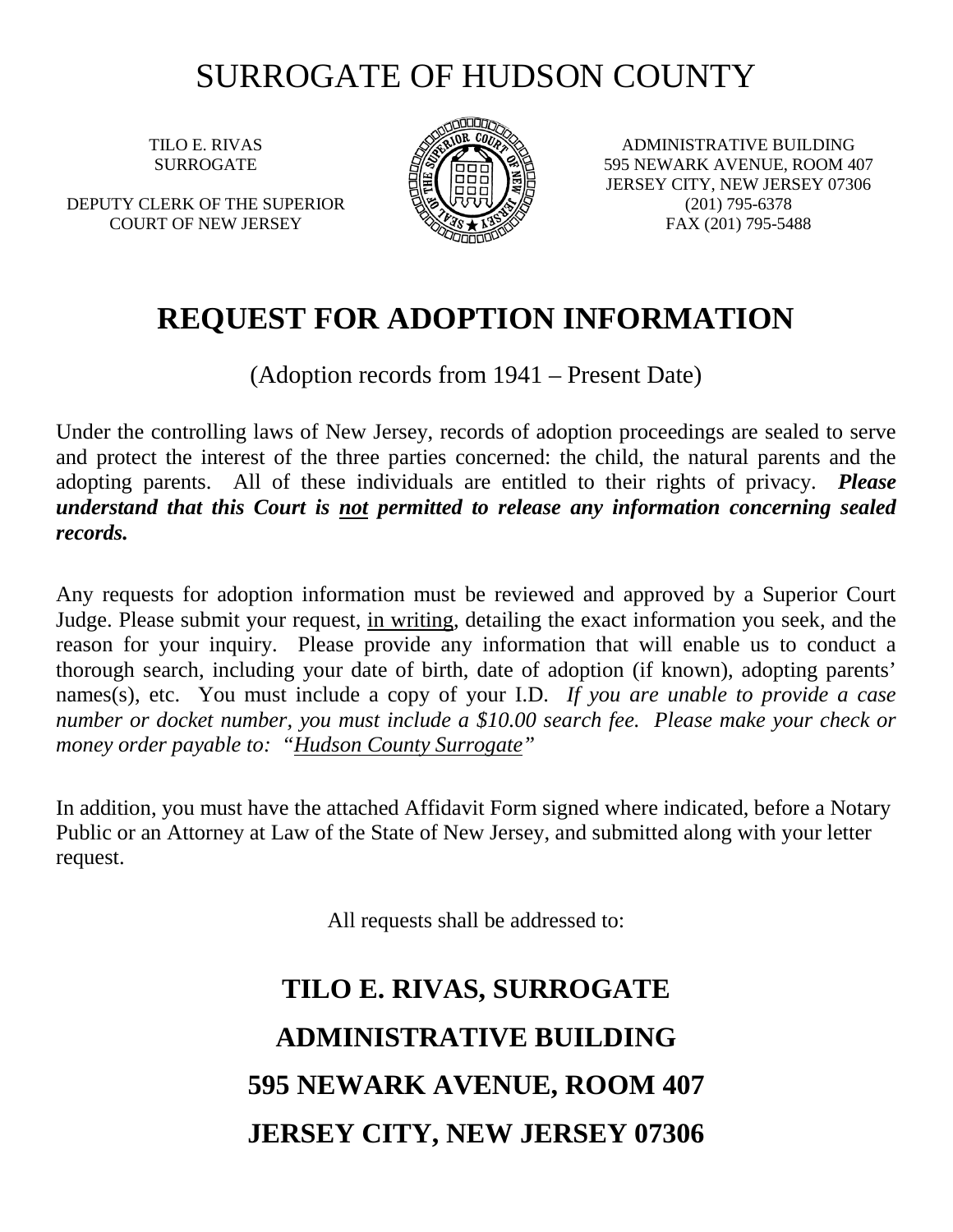# SURROGATE OF HUDSON COUNTY

TILO E. RIVAS
SURROGATE

DEPUTY CLERK OF THE SUPERIOR
COURT OF NEW JERSEY

ADMINISTRATIVE BUILDING
595 NEWARK AVENUE, ROOM 407
JERSEY CITY, NEW JERSEY 07306
(201) 795-6378
FAX (201) 795-5488

## REQUEST FOR ADOPTION INFORMATION

(Adoption records from 1941 – Present Date)

Under the controlling laws of New Jersey, records of adoption proceedings are sealed to serve and protect the interest of the three parties concerned: the child, the natural parents and the adopting parents. All of these individuals are entitled to their rights of privacy. ***Please understand that this Court is not permitted to release any information concerning sealed records.***

Any requests for adoption information must be reviewed and approved by a Superior Court Judge. Please submit your request, in writing, detailing the exact information you seek, and the reason for your inquiry. Please provide any information that will enable us to conduct a thorough search, including your date of birth, date of adoption (if known), adopting parents' names(s), etc. You must include a copy of your I.D. *If you are unable to provide a case number or docket number, you must include a $10.00 search fee. Please make your check or money order payable to: "Hudson County Surrogate"*

In addition, you must have the attached Affidavit Form signed where indicated, before a Notary Public or an Attorney at Law of the State of New Jersey, and submitted along with your letter request.

All requests shall be addressed to:

**TILO E. RIVAS, SURROGATE**

**ADMINISTRATIVE BUILDING**

**595 NEWARK AVENUE, ROOM 407**

**JERSEY CITY, NEW JERSEY 07306**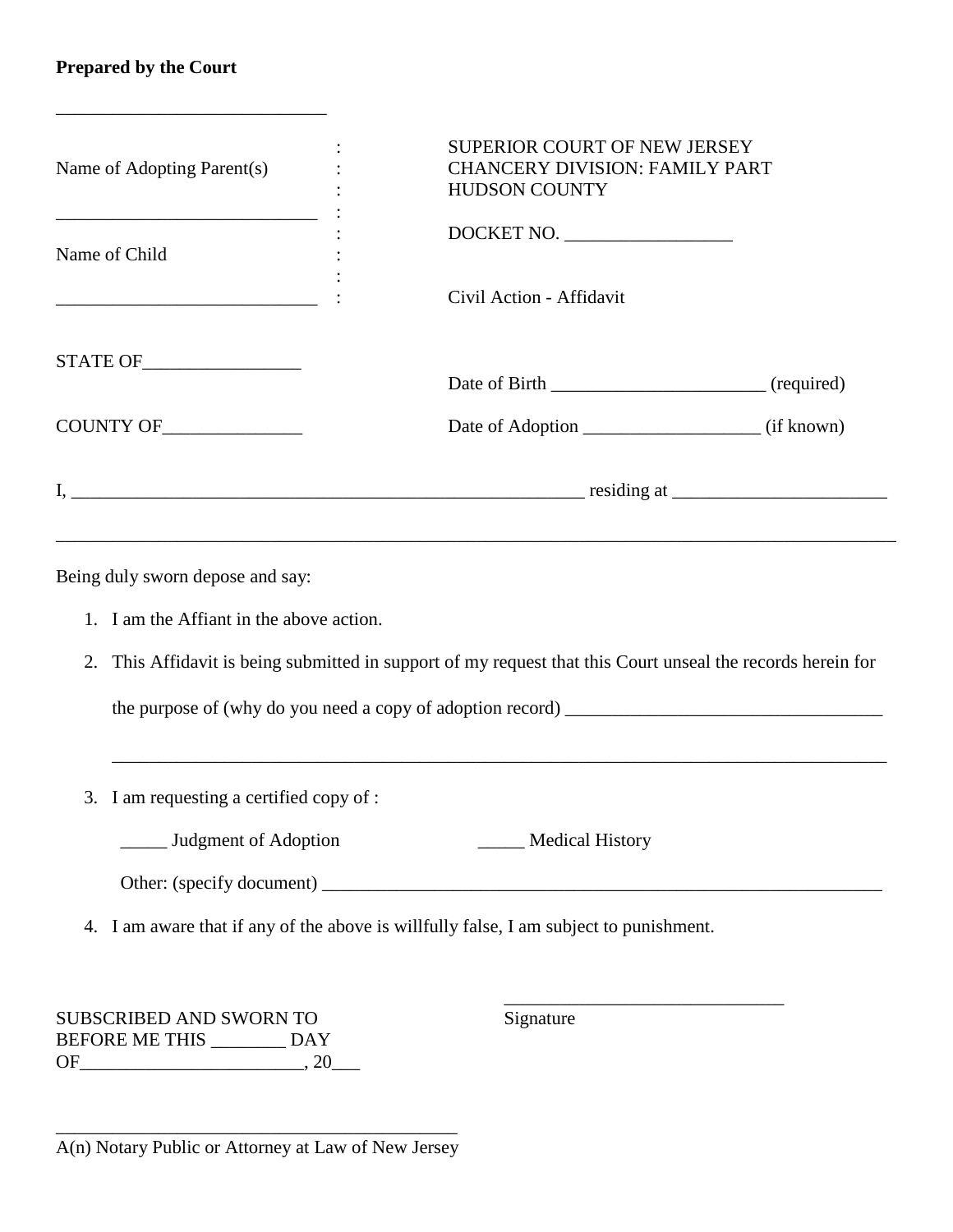**Prepared by the Court**

_____________________________

Name of Adopting Parent(s)

___________________________

Name of Child

___________________________

SUPERIOR COURT OF NEW JERSEY
CHANCERY DIVISION: FAMILY PART
HUDSON COUNTY

DOCKET NO. __________________

Civil Action - Affidavit

STATE OF_________________

COUNTY OF_______________

Date of Birth _______________________ (required)

Date of Adoption ___________________ (if known)

I, _________________________________________________________ residing at _______________________

_____________________________________________________________________________________________

Being duly sworn depose and say:

1. I am the Affiant in the above action.
2. This Affidavit is being submitted in support of my request that this Court unseal the records herein for the purpose of (why do you need a copy of adoption record) __________________________________

   _____________________________________________________________________________________
3. I am requesting a certified copy of :

   _____ Judgment of Adoption　　　　　_____ Medical History

   Other: (specify document) ______________________________________________________________
4. I am aware that if any of the above is willfully false, I am subject to punishment.

SUBSCRIBED AND SWORN TO
BEFORE ME THIS ________ DAY
OF________________________, 20___

______________________________
Signature

_____________________________________________
A(n) Notary Public or Attorney at Law of New Jersey